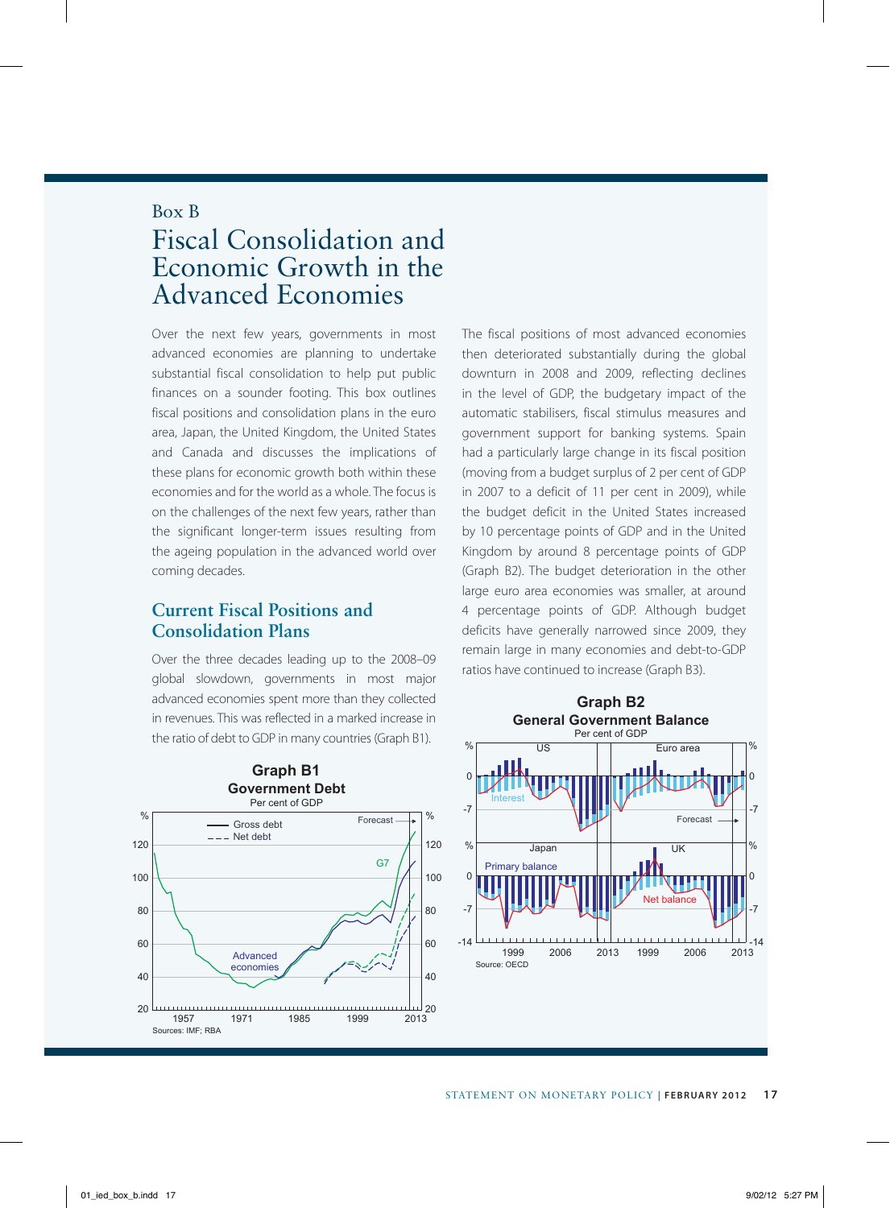Box B

# Fiscal Consolidation and Economic Growth in the Advanced Economies

Over the next few years, governments in most advanced economies are planning to undertake substantial fiscal consolidation to help put public finances on a sounder footing. This box outlines fiscal positions and consolidation plans in the euro area, Japan, the United Kingdom, the United States and Canada and discusses the implications of these plans for economic growth both within these economies and for the world as a whole. The focus is on the challenges of the next few years, rather than the significant longer-term issues resulting from the ageing population in the advanced world over coming decades.

## Current Fiscal Positions and Consolidation Plans

Over the three decades leading up to the 2008–09 global slowdown, governments in most major advanced economies spent more than they collected in revenues. This was reflected in a marked increase in the ratio of debt to GDP in many countries (Graph B1).

**Graph B1**
**Government Debt**
Per cent of GDP

Sources: IMF; RBA

The fiscal positions of most advanced economies then deteriorated substantially during the global downturn in 2008 and 2009, reflecting declines in the level of GDP, the budgetary impact of the automatic stabilisers, fiscal stimulus measures and government support for banking systems. Spain had a particularly large change in its fiscal position (moving from a budget surplus of 2 per cent of GDP in 2007 to a deficit of 11 per cent in 2009), while the budget deficit in the United States increased by 10 percentage points of GDP and in the United Kingdom by around 8 percentage points of GDP (Graph B2). The budget deterioration in the other large euro area economies was smaller, at around 4 percentage points of GDP. Although budget deficits have generally narrowed since 2009, they remain large in many economies and debt-to-GDP ratios have continued to increase (Graph B3).

**Graph B2**
**General Government Balance**
Per cent of GDP

Source: OECD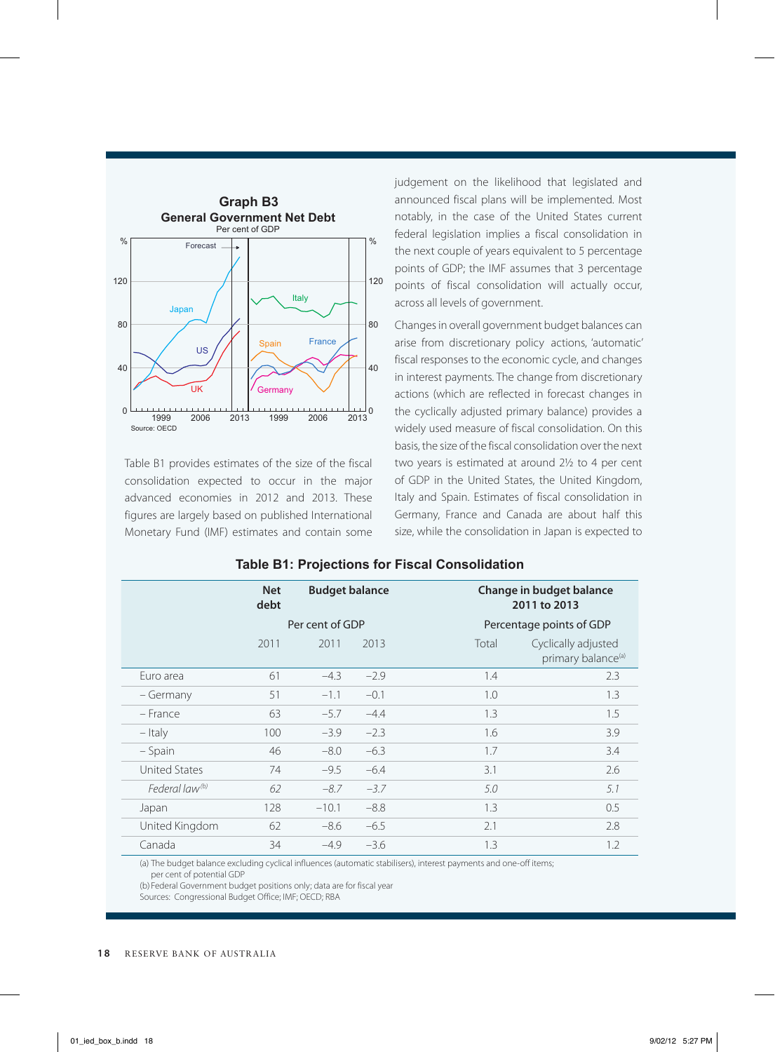### Graph B3
**General Government Net Debt**
Per cent of GDP

Source: OECD

Table B1 provides estimates of the size of the fiscal consolidation expected to occur in the major advanced economies in 2012 and 2013. These figures are largely based on published International Monetary Fund (IMF) estimates and contain some judgement on the likelihood that legislated and announced fiscal plans will be implemented. Most notably, in the case of the United States current federal legislation implies a fiscal consolidation in the next couple of years equivalent to 5 percentage points of GDP; the IMF assumes that 3 percentage points of fiscal consolidation will actually occur, across all levels of government.

Changes in overall government budget balances can arise from discretionary policy actions, 'automatic' fiscal responses to the economic cycle, and changes in interest payments. The change from discretionary actions (which are reflected in forecast changes in the cyclically adjusted primary balance) provides a widely used measure of fiscal consolidation. On this basis, the size of the fiscal consolidation over the next two years is estimated at around 2½ to 4 per cent of GDP in the United States, the United Kingdom, Italy and Spain. Estimates of fiscal consolidation in Germany, France and Canada are about half this size, while the consolidation in Japan is expected to

**Table B1: Projections for Fiscal Consolidation**

| | Net debt | Budget balance | | Change in budget balance 2011 to 2013 | |
|---|---|---|---|---|---|
| | Per cent of GDP | | | Percentage points of GDP | |
| | 2011 | 2011 | 2013 | Total | Cyclically adjusted primary balance[(a)] |
| Euro area | 61 | –4.3 | –2.9 | 1.4 | 2.3 |
| – Germany | 51 | –1.1 | –0.1 | 1.0 | 1.3 |
| – France | 63 | –5.7 | –4.4 | 1.3 | 1.5 |
| – Italy | 100 | –3.9 | –2.3 | 1.6 | 3.9 |
| – Spain | 46 | –8.0 | –6.3 | 1.7 | 3.4 |
| United States | 74 | –9.5 | –6.4 | 3.1 | 2.6 |
| *Federal law*[(b)] | *62* | *–8.7* | *–3.7* | *5.0* | *5.1* |
| Japan | 128 | –10.1 | –8.8 | 1.3 | 0.5 |
| United Kingdom | 62 | –8.6 | –6.5 | 2.1 | 2.8 |
| Canada | 34 | –4.9 | –3.6 | 1.3 | 1.2 |

(a) The budget balance excluding cyclical influences (automatic stabilisers), interest payments and one-off items; per cent of potential GDP
(b) Federal Government budget positions only; data are for fiscal year
Sources: Congressional Budget Office; IMF; OECD; RBA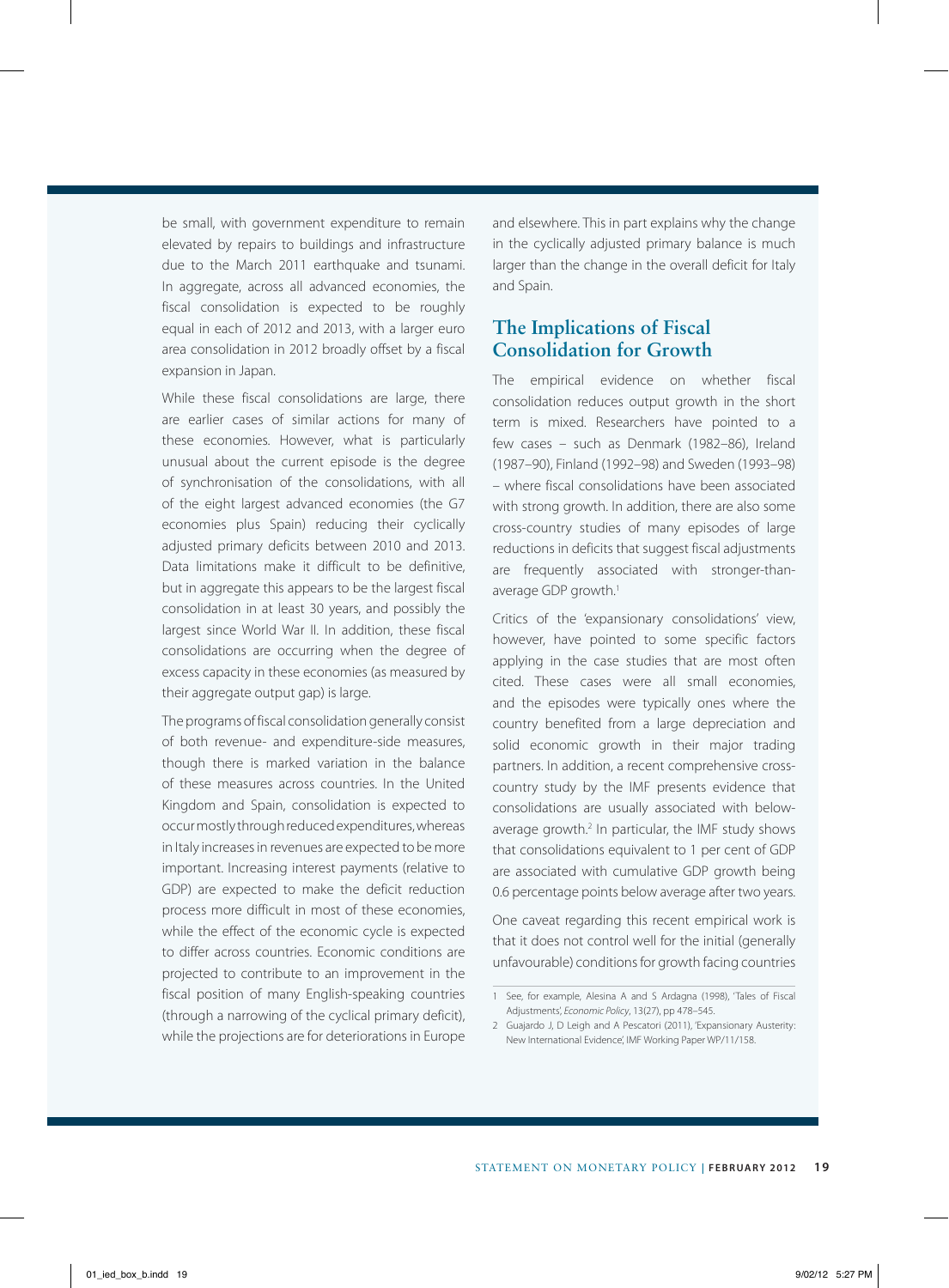be small, with government expenditure to remain elevated by repairs to buildings and infrastructure due to the March 2011 earthquake and tsunami. In aggregate, across all advanced economies, the fiscal consolidation is expected to be roughly equal in each of 2012 and 2013, with a larger euro area consolidation in 2012 broadly offset by a fiscal expansion in Japan.

While these fiscal consolidations are large, there are earlier cases of similar actions for many of these economies. However, what is particularly unusual about the current episode is the degree of synchronisation of the consolidations, with all of the eight largest advanced economies (the G7 economies plus Spain) reducing their cyclically adjusted primary deficits between 2010 and 2013. Data limitations make it difficult to be definitive, but in aggregate this appears to be the largest fiscal consolidation in at least 30 years, and possibly the largest since World War II. In addition, these fiscal consolidations are occurring when the degree of excess capacity in these economies (as measured by their aggregate output gap) is large.

The programs of fiscal consolidation generally consist of both revenue- and expenditure-side measures, though there is marked variation in the balance of these measures across countries. In the United Kingdom and Spain, consolidation is expected to occur mostly through reduced expenditures, whereas in Italy increases in revenues are expected to be more important. Increasing interest payments (relative to GDP) are expected to make the deficit reduction process more difficult in most of these economies, while the effect of the economic cycle is expected to differ across countries. Economic conditions are projected to contribute to an improvement in the fiscal position of many English-speaking countries (through a narrowing of the cyclical primary deficit), while the projections are for deteriorations in Europe and elsewhere. This in part explains why the change in the cyclically adjusted primary balance is much larger than the change in the overall deficit for Italy and Spain.

## The Implications of Fiscal Consolidation for Growth

The empirical evidence on whether fiscal consolidation reduces output growth in the short term is mixed. Researchers have pointed to a few cases – such as Denmark (1982–86), Ireland (1987–90), Finland (1992–98) and Sweden (1993–98) – where fiscal consolidations have been associated with strong growth. In addition, there are also some cross-country studies of many episodes of large reductions in deficits that suggest fiscal adjustments are frequently associated with stronger-than-average GDP growth.[1]

Critics of the 'expansionary consolidations' view, however, have pointed to some specific factors applying in the case studies that are most often cited. These cases were all small economies, and the episodes were typically ones where the country benefited from a large depreciation and solid economic growth in their major trading partners. In addition, a recent comprehensive cross-country study by the IMF presents evidence that consolidations are usually associated with below-average growth.[2] In particular, the IMF study shows that consolidations equivalent to 1 per cent of GDP are associated with cumulative GDP growth being 0.6 percentage points below average after two years.

One caveat regarding this recent empirical work is that it does not control well for the initial (generally unfavourable) conditions for growth facing countries

---

1 See, for example, Alesina A and S Ardagna (1998), 'Tales of Fiscal Adjustments', *Economic Policy*, 13(27), pp 478–545.

2 Guajardo J, D Leigh and A Pescatori (2011), 'Expansionary Austerity: New International Evidence', IMF Working Paper WP/11/158.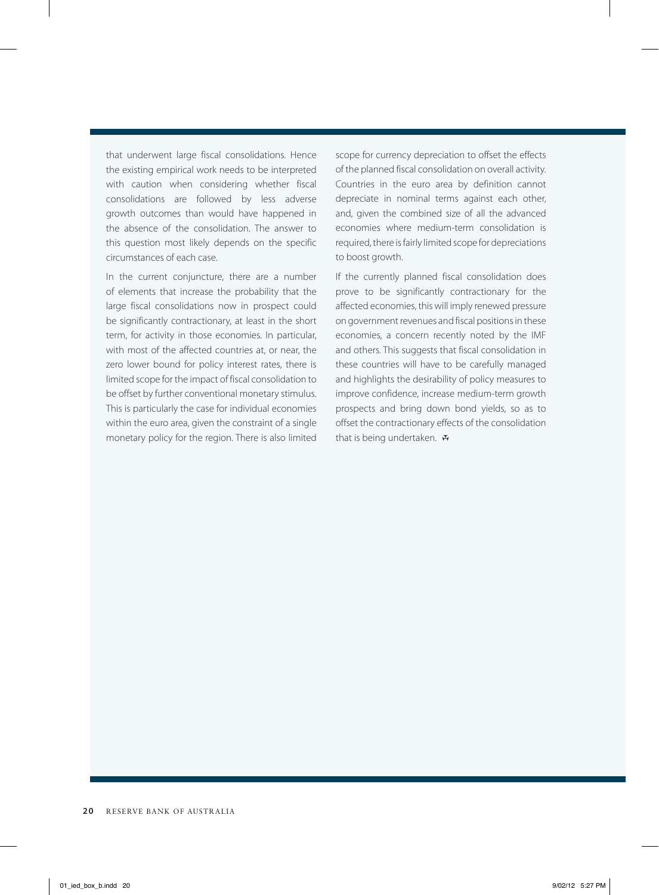that underwent large fiscal consolidations. Hence the existing empirical work needs to be interpreted with caution when considering whether fiscal consolidations are followed by less adverse growth outcomes than would have happened in the absence of the consolidation. The answer to this question most likely depends on the specific circumstances of each case.

In the current conjuncture, there are a number of elements that increase the probability that the large fiscal consolidations now in prospect could be significantly contractionary, at least in the short term, for activity in those economies. In particular, with most of the affected countries at, or near, the zero lower bound for policy interest rates, there is limited scope for the impact of fiscal consolidation to be offset by further conventional monetary stimulus. This is particularly the case for individual economies within the euro area, given the constraint of a single monetary policy for the region. There is also limited scope for currency depreciation to offset the effects of the planned fiscal consolidation on overall activity. Countries in the euro area by definition cannot depreciate in nominal terms against each other, and, given the combined size of all the advanced economies where medium-term consolidation is required, there is fairly limited scope for depreciations to boost growth.

If the currently planned fiscal consolidation does prove to be significantly contractionary for the affected economies, this will imply renewed pressure on government revenues and fiscal positions in these economies, a concern recently noted by the IMF and others. This suggests that fiscal consolidation in these countries will have to be carefully managed and highlights the desirability of policy measures to improve confidence, increase medium-term growth prospects and bring down bond yields, so as to offset the contractionary effects of the consolidation that is being undertaken.